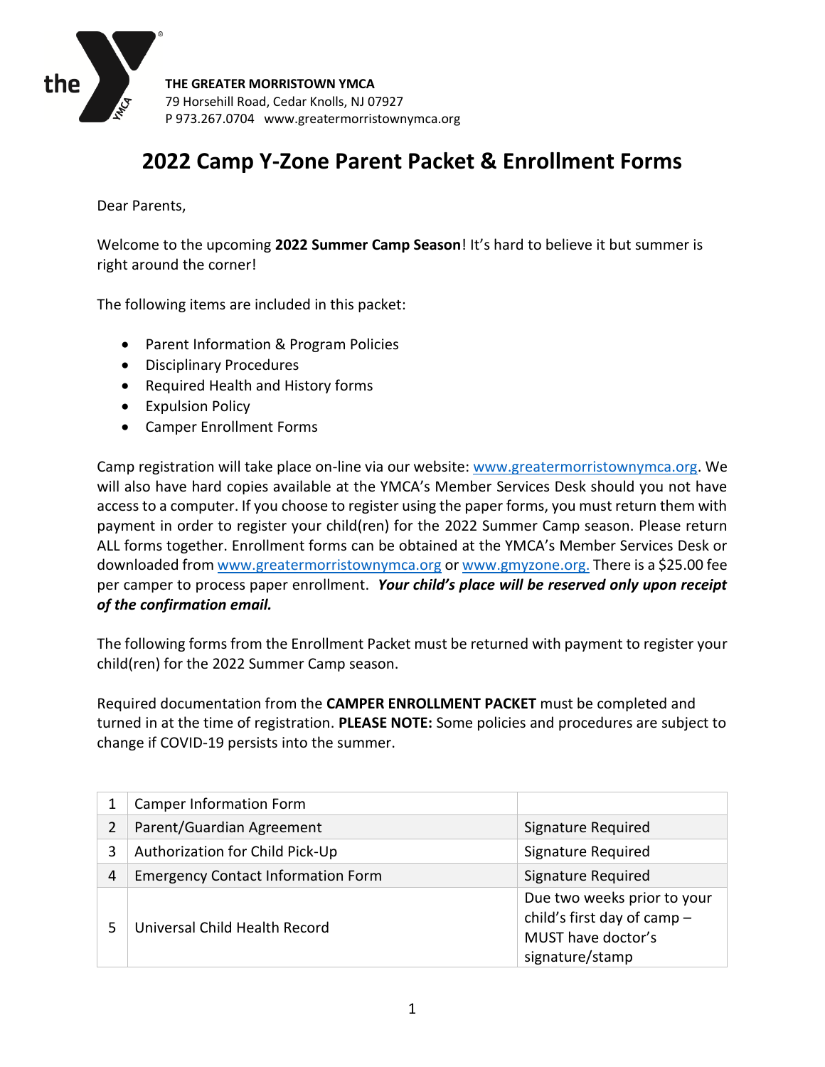**THE GREATER MORRISTOWN YMCA**
79 Horsehill Road, Cedar Knolls, NJ 07927
P 973.267.0704 www.greatermorristownymca.org

# 2022 Camp Y-Zone Parent Packet & Enrollment Forms

Dear Parents,

Welcome to the upcoming **2022 Summer Camp Season**! It's hard to believe it but summer is right around the corner!

The following items are included in this packet:

- Parent Information & Program Policies
- Disciplinary Procedures
- Required Health and History forms
- Expulsion Policy
- Camper Enrollment Forms

Camp registration will take place on-line via our website: www.greatermorristownymca.org. We will also have hard copies available at the YMCA's Member Services Desk should you not have access to a computer. If you choose to register using the paper forms, you must return them with payment in order to register your child(ren) for the 2022 Summer Camp season. Please return ALL forms together. Enrollment forms can be obtained at the YMCA's Member Services Desk or downloaded from www.greatermorristownymca.org or www.gmyzone.org. There is a $25.00 fee per camper to process paper enrollment. ***Your child's place will be reserved only upon receipt of the confirmation email.***

The following forms from the Enrollment Packet must be returned with payment to register your child(ren) for the 2022 Summer Camp season.

Required documentation from the **CAMPER ENROLLMENT PACKET** must be completed and turned in at the time of registration. **PLEASE NOTE:** Some policies and procedures are subject to change if COVID-19 persists into the summer.

| | | |
|---|---|---|
| 1 | Camper Information Form | |
| 2 | Parent/Guardian Agreement | Signature Required |
| 3 | Authorization for Child Pick-Up | Signature Required |
| 4 | Emergency Contact Information Form | Signature Required |
| 5 | Universal Child Health Record | Due two weeks prior to your child's first day of camp – MUST have doctor's signature/stamp |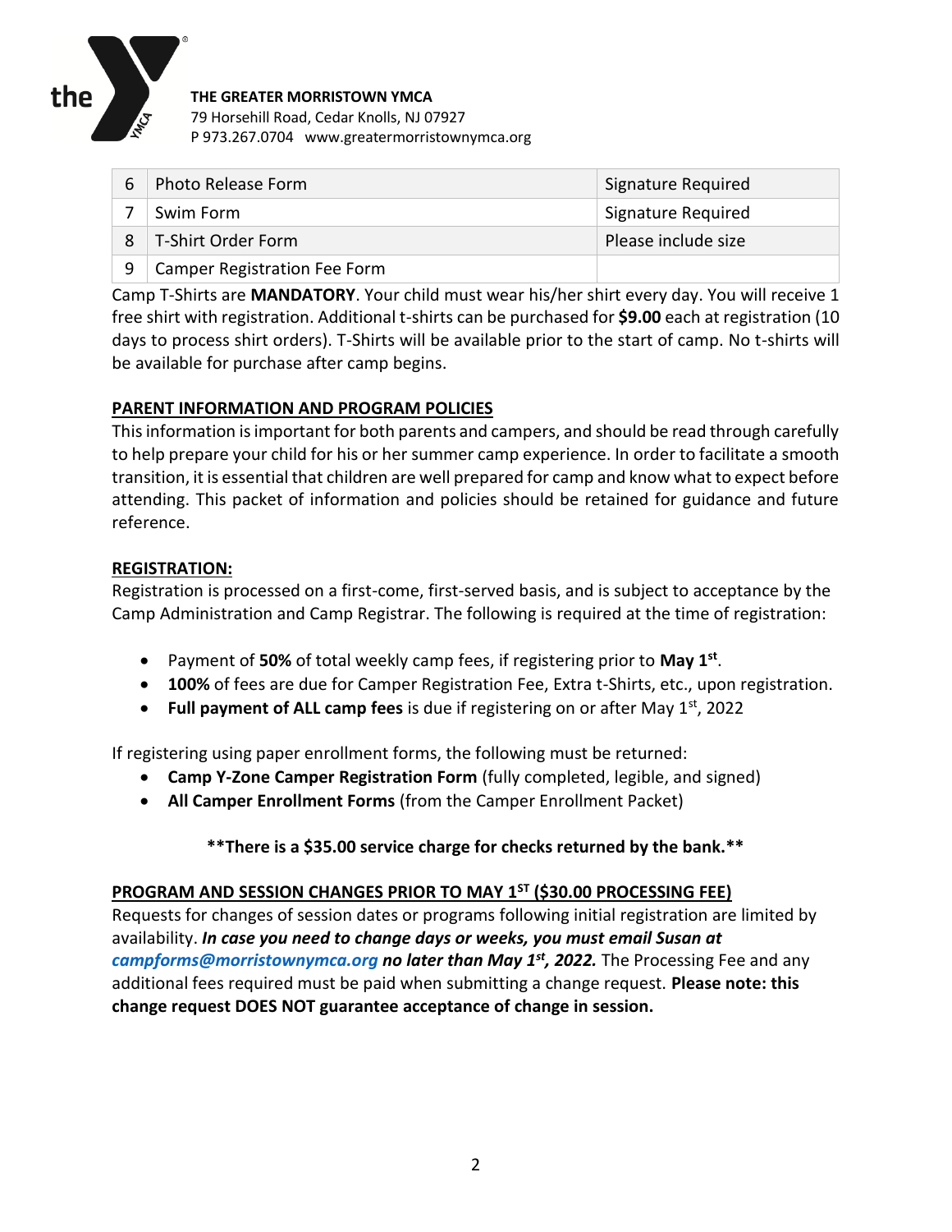**THE GREATER MORRISTOWN YMCA**
79 Horsehill Road, Cedar Knolls, NJ 07927
P 973.267.0704 www.greatermorristownymca.org

| | | |
|---|---|---|
| 6 | Photo Release Form | Signature Required |
| 7 | Swim Form | Signature Required |
| 8 | T-Shirt Order Form | Please include size |
| 9 | Camper Registration Fee Form | |

Camp T-Shirts are **MANDATORY**. Your child must wear his/her shirt every day. You will receive 1 free shirt with registration. Additional t-shirts can be purchased for **$9.00** each at registration (10 days to process shirt orders). T-Shirts will be available prior to the start of camp. No t-shirts will be available for purchase after camp begins.

## PARENT INFORMATION AND PROGRAM POLICIES

This information is important for both parents and campers, and should be read through carefully to help prepare your child for his or her summer camp experience. In order to facilitate a smooth transition, it is essential that children are well prepared for camp and know what to expect before attending. This packet of information and policies should be retained for guidance and future reference.

## REGISTRATION:

Registration is processed on a first-come, first-served basis, and is subject to acceptance by the Camp Administration and Camp Registrar. The following is required at the time of registration:

- Payment of **50%** of total weekly camp fees, if registering prior to **May 1st**.
- **100%** of fees are due for Camper Registration Fee, Extra t-Shirts, etc., upon registration.
- **Full payment of ALL camp fees** is due if registering on or after May 1st, 2022

If registering using paper enrollment forms, the following must be returned:

- **Camp Y-Zone Camper Registration Form** (fully completed, legible, and signed)
- **All Camper Enrollment Forms** (from the Camper Enrollment Packet)

**\*\*There is a $35.00 service charge for checks returned by the bank.\*\***

## PROGRAM AND SESSION CHANGES PRIOR TO MAY 1ST ($30.00 PROCESSING FEE)

Requests for changes of session dates or programs following initial registration are limited by availability. ***In case you need to change days or weeks, you must email Susan at campforms@morristownymca.org no later than May 1st, 2022.*** The Processing Fee and any additional fees required must be paid when submitting a change request. **Please note: this change request DOES NOT guarantee acceptance of change in session.**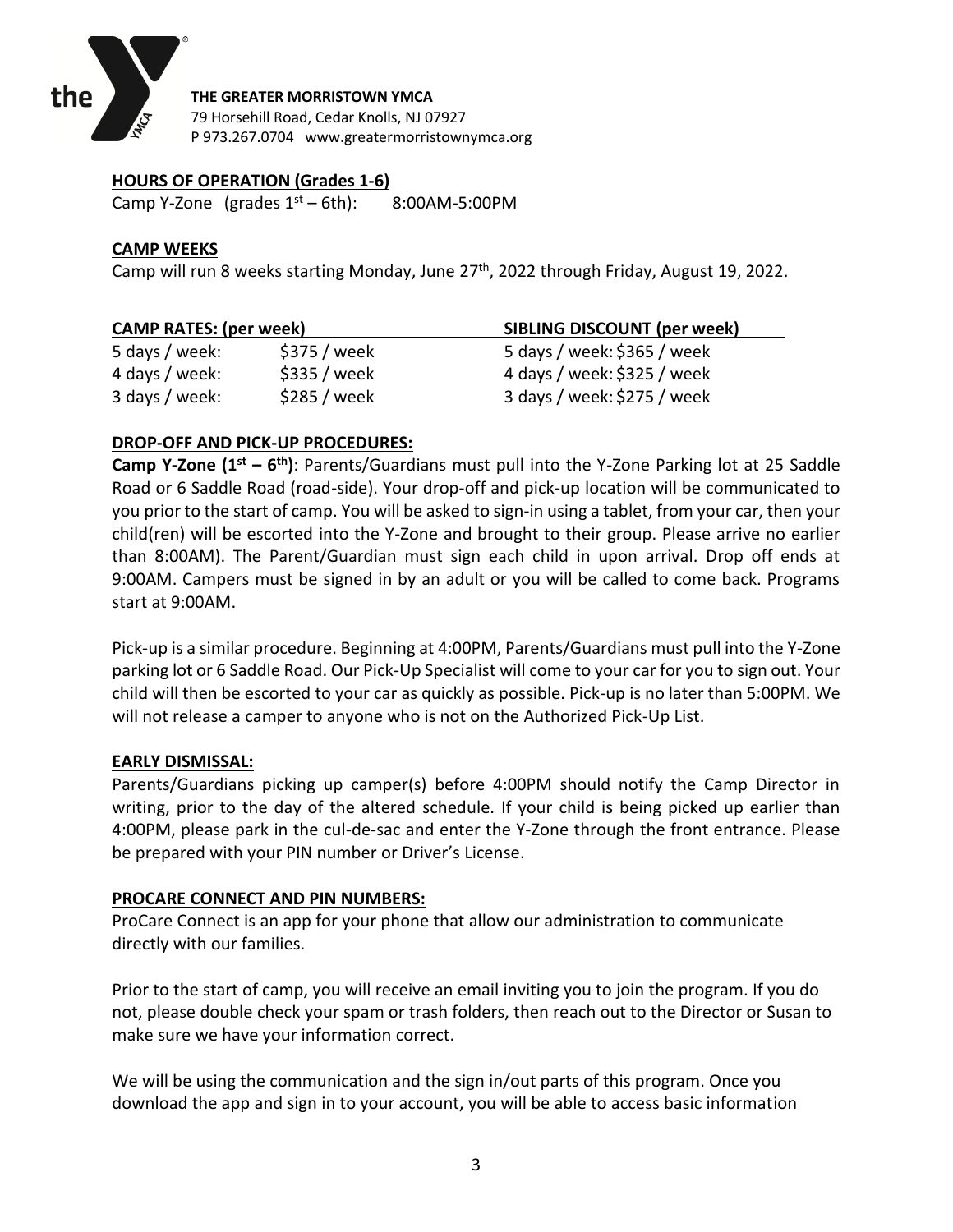**THE GREATER MORRISTOWN YMCA**
79 Horsehill Road, Cedar Knolls, NJ 07927
P 973.267.0704 www.greatermorristownymca.org

## HOURS OF OPERATION (Grades 1-6)

Camp Y-Zone (grades 1st – 6th): 8:00AM-5:00PM

## CAMP WEEKS

Camp will run 8 weeks starting Monday, June 27th, 2022 through Friday, August 19, 2022.

| CAMP RATES: (per week) | | SIBLING DISCOUNT (per week) |
|---|---|---|
| 5 days / week: | $375 / week | 5 days / week: $365 / week |
| 4 days / week: | $335 / week | 4 days / week: $325 / week |
| 3 days / week: | $285 / week | 3 days / week: $275 / week |

## DROP-OFF AND PICK-UP PROCEDURES:

**Camp Y-Zone (1st – 6th)**: Parents/Guardians must pull into the Y-Zone Parking lot at 25 Saddle Road or 6 Saddle Road (road-side). Your drop-off and pick-up location will be communicated to you prior to the start of camp. You will be asked to sign-in using a tablet, from your car, then your child(ren) will be escorted into the Y-Zone and brought to their group. Please arrive no earlier than 8:00AM). The Parent/Guardian must sign each child in upon arrival. Drop off ends at 9:00AM. Campers must be signed in by an adult or you will be called to come back. Programs start at 9:00AM.

Pick-up is a similar procedure. Beginning at 4:00PM, Parents/Guardians must pull into the Y-Zone parking lot or 6 Saddle Road. Our Pick-Up Specialist will come to your car for you to sign out. Your child will then be escorted to your car as quickly as possible. Pick-up is no later than 5:00PM. We will not release a camper to anyone who is not on the Authorized Pick-Up List.

## EARLY DISMISSAL:

Parents/Guardians picking up camper(s) before 4:00PM should notify the Camp Director in writing, prior to the day of the altered schedule. If your child is being picked up earlier than 4:00PM, please park in the cul-de-sac and enter the Y-Zone through the front entrance. Please be prepared with your PIN number or Driver's License.

## PROCARE CONNECT AND PIN NUMBERS:

ProCare Connect is an app for your phone that allow our administration to communicate directly with our families.

Prior to the start of camp, you will receive an email inviting you to join the program. If you do not, please double check your spam or trash folders, then reach out to the Director or Susan to make sure we have your information correct.

We will be using the communication and the sign in/out parts of this program. Once you download the app and sign in to your account, you will be able to access basic information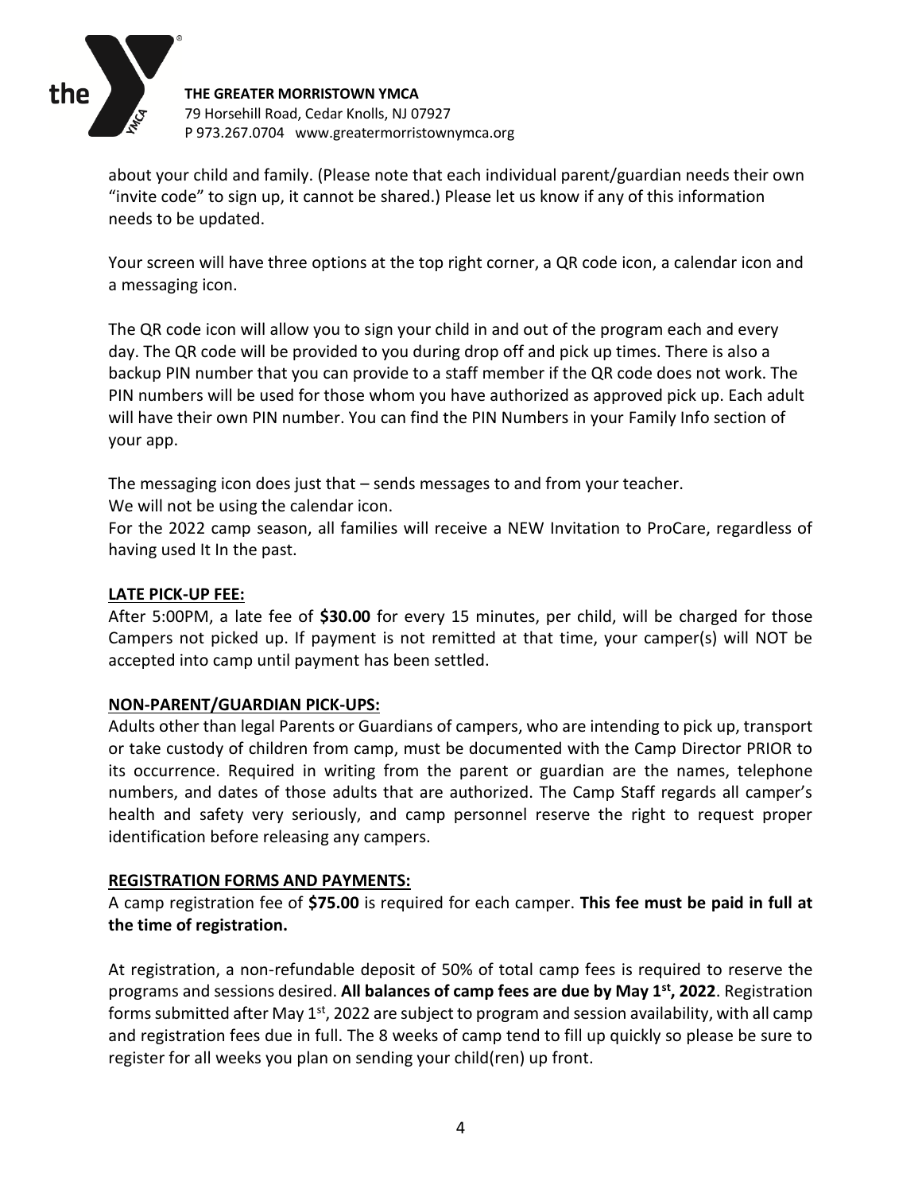about your child and family. (Please note that each individual parent/guardian needs their own "invite code" to sign up, it cannot be shared.) Please let us know if any of this information needs to be updated.

Your screen will have three options at the top right corner, a QR code icon, a calendar icon and a messaging icon.

The QR code icon will allow you to sign your child in and out of the program each and every day. The QR code will be provided to you during drop off and pick up times. There is also a backup PIN number that you can provide to a staff member if the QR code does not work. The PIN numbers will be used for those whom you have authorized as approved pick up. Each adult will have their own PIN number. You can find the PIN Numbers in your Family Info section of your app.

The messaging icon does just that – sends messages to and from your teacher.
We will not be using the calendar icon.
For the 2022 camp season, all families will receive a NEW Invitation to ProCare, regardless of having used It In the past.

## LATE PICK-UP FEE:

After 5:00PM, a late fee of **$30.00** for every 15 minutes, per child, will be charged for those Campers not picked up. If payment is not remitted at that time, your camper(s) will NOT be accepted into camp until payment has been settled.

## NON-PARENT/GUARDIAN PICK-UPS:

Adults other than legal Parents or Guardians of campers, who are intending to pick up, transport or take custody of children from camp, must be documented with the Camp Director PRIOR to its occurrence. Required in writing from the parent or guardian are the names, telephone numbers, and dates of those adults that are authorized. The Camp Staff regards all camper's health and safety very seriously, and camp personnel reserve the right to request proper identification before releasing any campers.

## REGISTRATION FORMS AND PAYMENTS:

A camp registration fee of **$75.00** is required for each camper. **This fee must be paid in full at the time of registration.**

At registration, a non-refundable deposit of 50% of total camp fees is required to reserve the programs and sessions desired. **All balances of camp fees are due by May 1st, 2022**. Registration forms submitted after May 1st, 2022 are subject to program and session availability, with all camp and registration fees due in full. The 8 weeks of camp tend to fill up quickly so please be sure to register for all weeks you plan on sending your child(ren) up front.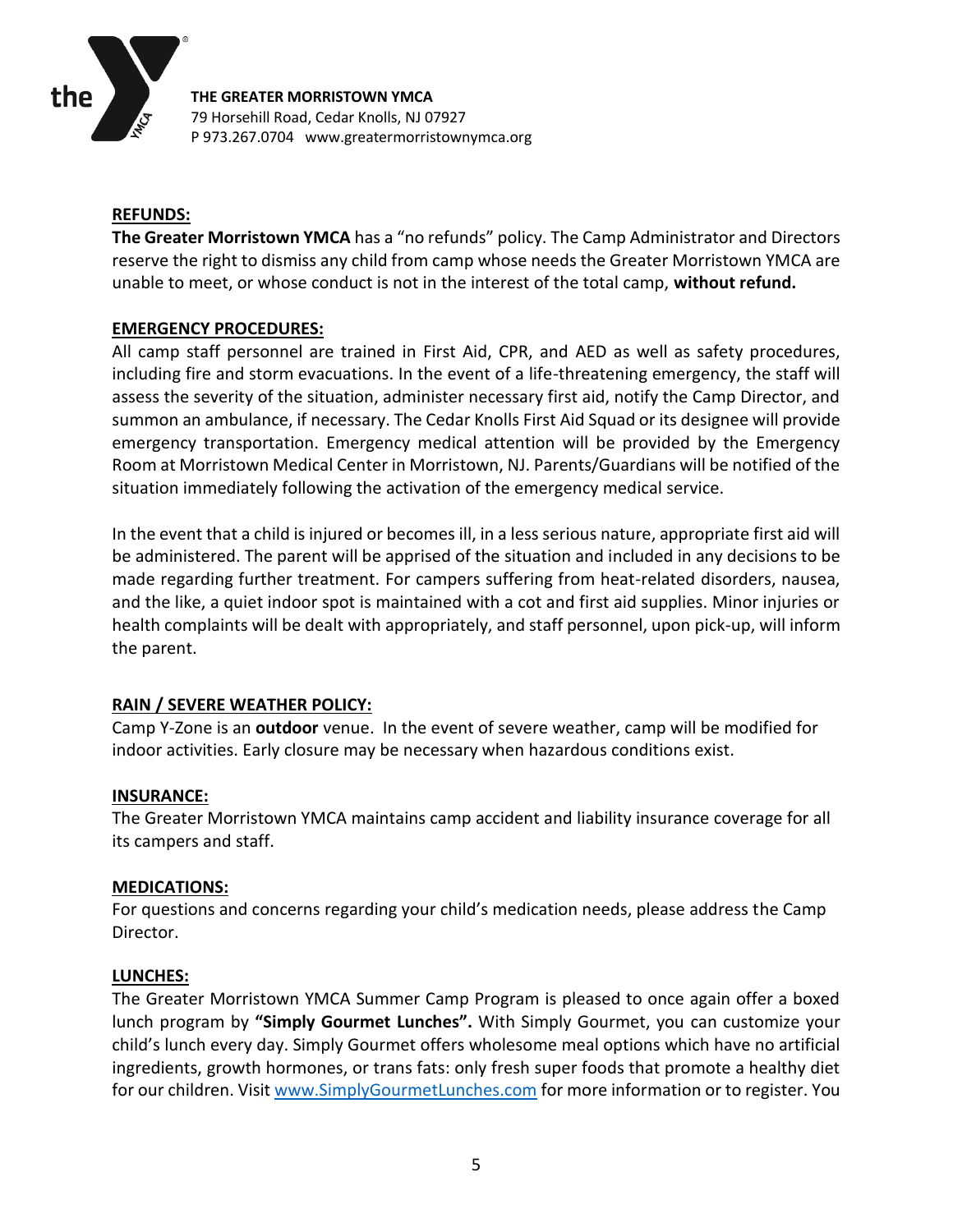**THE GREATER MORRISTOWN YMCA**
79 Horsehill Road, Cedar Knolls, NJ 07927
P 973.267.0704 www.greatermorristownymca.org

## REFUNDS:

**The Greater Morristown YMCA** has a "no refunds" policy. The Camp Administrator and Directors reserve the right to dismiss any child from camp whose needs the Greater Morristown YMCA are unable to meet, or whose conduct is not in the interest of the total camp, **without refund.**

## EMERGENCY PROCEDURES:

All camp staff personnel are trained in First Aid, CPR, and AED as well as safety procedures, including fire and storm evacuations. In the event of a life-threatening emergency, the staff will assess the severity of the situation, administer necessary first aid, notify the Camp Director, and summon an ambulance, if necessary. The Cedar Knolls First Aid Squad or its designee will provide emergency transportation. Emergency medical attention will be provided by the Emergency Room at Morristown Medical Center in Morristown, NJ. Parents/Guardians will be notified of the situation immediately following the activation of the emergency medical service.

In the event that a child is injured or becomes ill, in a less serious nature, appropriate first aid will be administered. The parent will be apprised of the situation and included in any decisions to be made regarding further treatment. For campers suffering from heat-related disorders, nausea, and the like, a quiet indoor spot is maintained with a cot and first aid supplies. Minor injuries or health complaints will be dealt with appropriately, and staff personnel, upon pick-up, will inform the parent.

## RAIN / SEVERE WEATHER POLICY:

Camp Y-Zone is an **outdoor** venue. In the event of severe weather, camp will be modified for indoor activities. Early closure may be necessary when hazardous conditions exist.

## INSURANCE:

The Greater Morristown YMCA maintains camp accident and liability insurance coverage for all its campers and staff.

## MEDICATIONS:

For questions and concerns regarding your child's medication needs, please address the Camp Director.

## LUNCHES:

The Greater Morristown YMCA Summer Camp Program is pleased to once again offer a boxed lunch program by **"Simply Gourmet Lunches".** With Simply Gourmet, you can customize your child's lunch every day. Simply Gourmet offers wholesome meal options which have no artificial ingredients, growth hormones, or trans fats: only fresh super foods that promote a healthy diet for our children. Visit [www.SimplyGourmetLunches.com](http://www.SimplyGourmetLunches.com) for more information or to register. You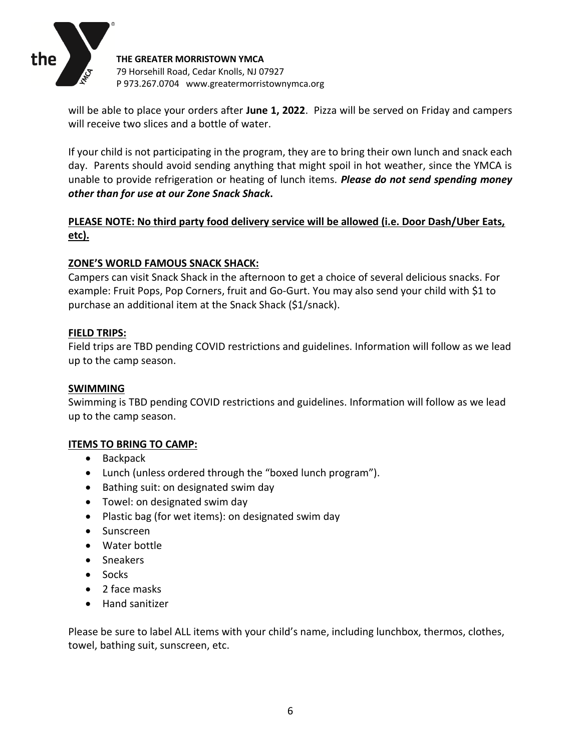will be able to place your orders after **June 1, 2022**. Pizza will be served on Friday and campers will receive two slices and a bottle of water.

If your child is not participating in the program, they are to bring their own lunch and snack each day. Parents should avoid sending anything that might spoil in hot weather, since the YMCA is unable to provide refrigeration or heating of lunch items. ***Please do not send spending money other than for use at our Zone Snack Shack*.**

**PLEASE NOTE: No third party food delivery service will be allowed (i.e. Door Dash/Uber Eats, etc).**

**ZONE'S WORLD FAMOUS SNACK SHACK:**

Campers can visit Snack Shack in the afternoon to get a choice of several delicious snacks. For example: Fruit Pops, Pop Corners, fruit and Go-Gurt. You may also send your child with $1 to purchase an additional item at the Snack Shack ($1/snack).

**FIELD TRIPS:**

Field trips are TBD pending COVID restrictions and guidelines. Information will follow as we lead up to the camp season.

**SWIMMING**

Swimming is TBD pending COVID restrictions and guidelines. Information will follow as we lead up to the camp season.

**ITEMS TO BRING TO CAMP:**

- Backpack
- Lunch (unless ordered through the "boxed lunch program").
- Bathing suit: on designated swim day
- Towel: on designated swim day
- Plastic bag (for wet items): on designated swim day
- Sunscreen
- Water bottle
- Sneakers
- Socks
- 2 face masks
- Hand sanitizer

Please be sure to label ALL items with your child's name, including lunchbox, thermos, clothes, towel, bathing suit, sunscreen, etc.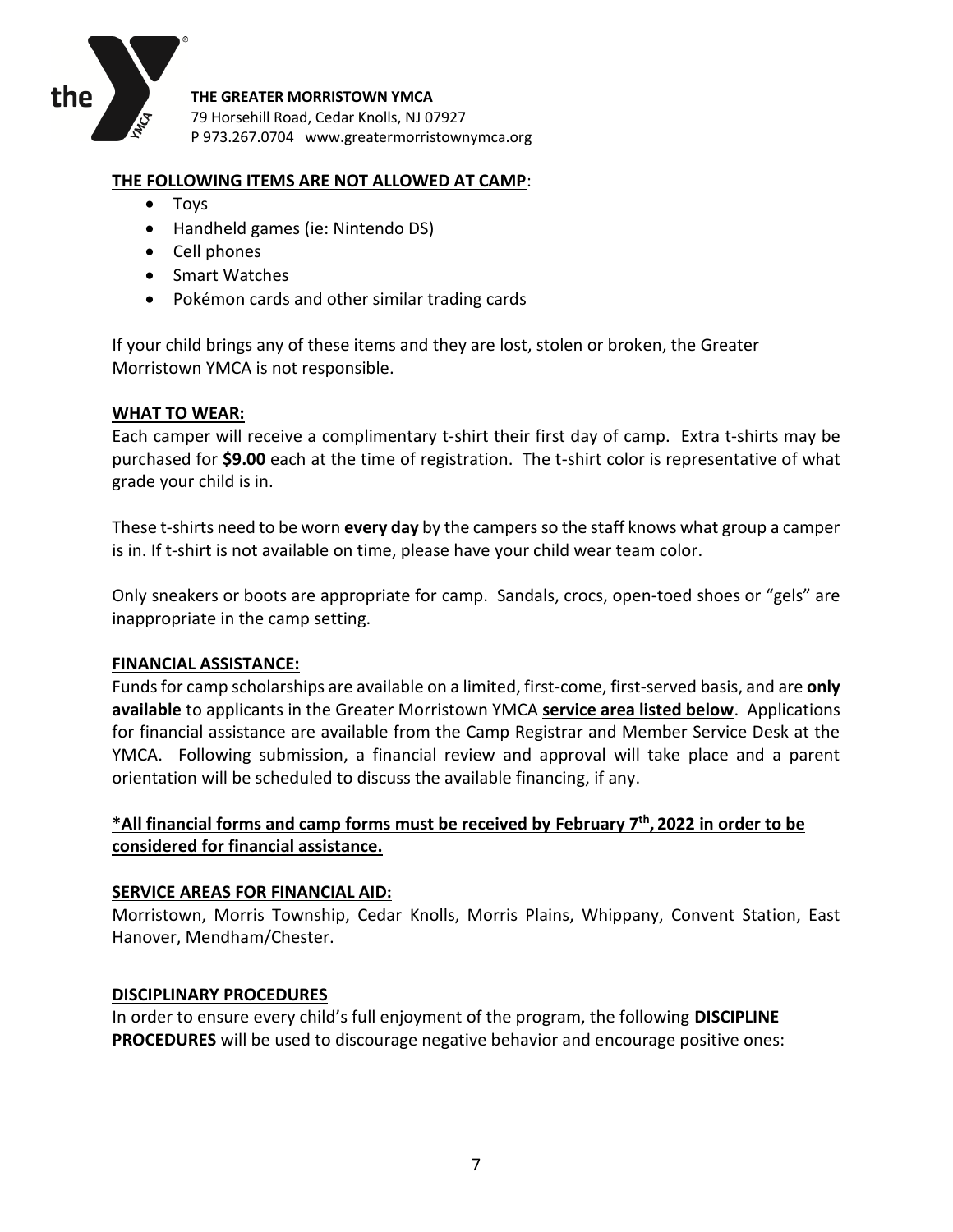**THE GREATER MORRISTOWN YMCA**
79 Horsehill Road, Cedar Knolls, NJ 07927
P 973.267.0704 www.greatermorristownymca.org

**THE FOLLOWING ITEMS ARE NOT ALLOWED AT CAMP**:

- Toys
- Handheld games (ie: Nintendo DS)
- Cell phones
- Smart Watches
- Pokémon cards and other similar trading cards

If your child brings any of these items and they are lost, stolen or broken, the Greater Morristown YMCA is not responsible.

**WHAT TO WEAR:**

Each camper will receive a complimentary t-shirt their first day of camp. Extra t-shirts may be purchased for **$9.00** each at the time of registration. The t-shirt color is representative of what grade your child is in.

These t-shirts need to be worn **every day** by the campers so the staff knows what group a camper is in. If t-shirt is not available on time, please have your child wear team color.

Only sneakers or boots are appropriate for camp. Sandals, crocs, open-toed shoes or "gels" are inappropriate in the camp setting.

**FINANCIAL ASSISTANCE:**

Funds for camp scholarships are available on a limited, first-come, first-served basis, and are **only available** to applicants in the Greater Morristown YMCA **service area listed below**. Applications for financial assistance are available from the Camp Registrar and Member Service Desk at the YMCA. Following submission, a financial review and approval will take place and a parent orientation will be scheduled to discuss the available financing, if any.

**\*All financial forms and camp forms must be received by February 7th, 2022 in order to be considered for financial assistance.**

**SERVICE AREAS FOR FINANCIAL AID:**

Morristown, Morris Township, Cedar Knolls, Morris Plains, Whippany, Convent Station, East Hanover, Mendham/Chester.

**DISCIPLINARY PROCEDURES**

In order to ensure every child's full enjoyment of the program, the following **DISCIPLINE PROCEDURES** will be used to discourage negative behavior and encourage positive ones: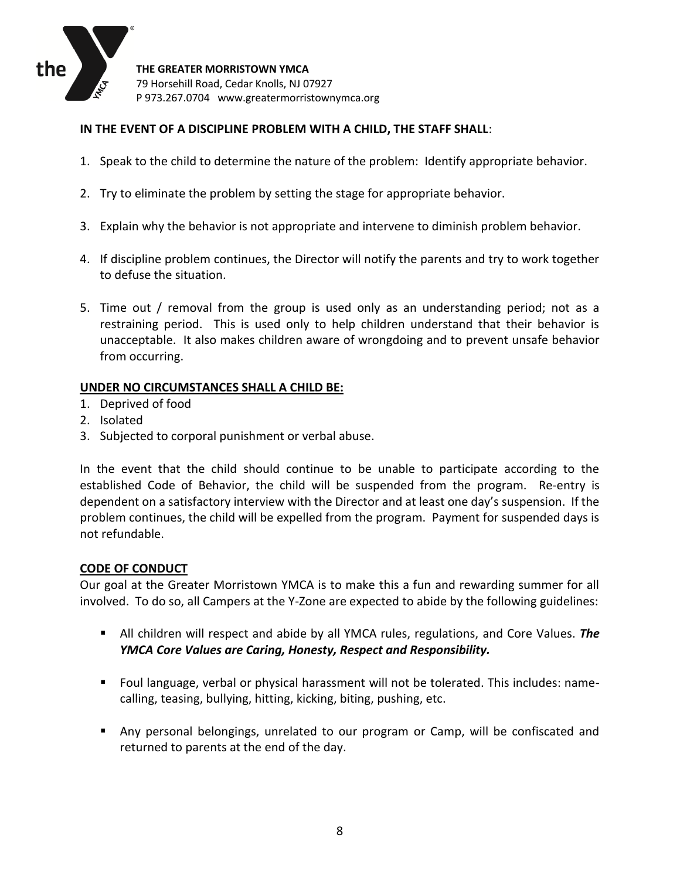**THE GREATER MORRISTOWN YMCA**
79 Horsehill Road, Cedar Knolls, NJ 07927
P 973.267.0704 www.greatermorristownymca.org

**IN THE EVENT OF A DISCIPLINE PROBLEM WITH A CHILD, THE STAFF SHALL**:

1. Speak to the child to determine the nature of the problem: Identify appropriate behavior.
2. Try to eliminate the problem by setting the stage for appropriate behavior.
3. Explain why the behavior is not appropriate and intervene to diminish problem behavior.
4. If discipline problem continues, the Director will notify the parents and try to work together to defuse the situation.
5. Time out / removal from the group is used only as an understanding period; not as a restraining period. This is used only to help children understand that their behavior is unacceptable. It also makes children aware of wrongdoing and to prevent unsafe behavior from occurring.

**UNDER NO CIRCUMSTANCES SHALL A CHILD BE:**

1. Deprived of food
2. Isolated
3. Subjected to corporal punishment or verbal abuse.

In the event that the child should continue to be unable to participate according to the established Code of Behavior, the child will be suspended from the program. Re-entry is dependent on a satisfactory interview with the Director and at least one day's suspension. If the problem continues, the child will be expelled from the program. Payment for suspended days is not refundable.

**CODE OF CONDUCT**

Our goal at the Greater Morristown YMCA is to make this a fun and rewarding summer for all involved. To do so, all Campers at the Y-Zone are expected to abide by the following guidelines:

- All children will respect and abide by all YMCA rules, regulations, and Core Values. ***The YMCA Core Values are Caring, Honesty, Respect and Responsibility.***
- Foul language, verbal or physical harassment will not be tolerated. This includes: name-calling, teasing, bullying, hitting, kicking, biting, pushing, etc.
- Any personal belongings, unrelated to our program or Camp, will be confiscated and returned to parents at the end of the day.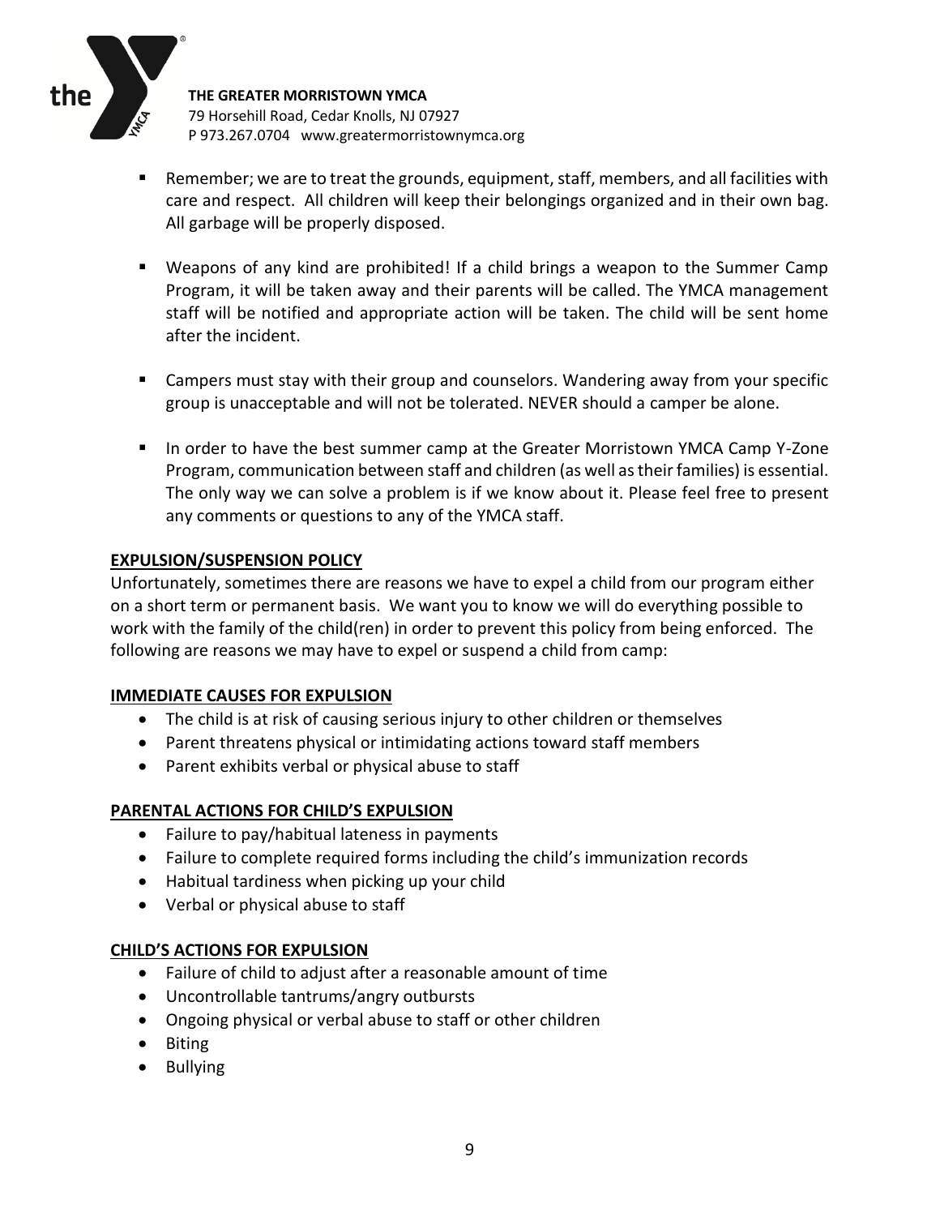- Remember; we are to treat the grounds, equipment, staff, members, and all facilities with care and respect. All children will keep their belongings organized and in their own bag. All garbage will be properly disposed.

- Weapons of any kind are prohibited! If a child brings a weapon to the Summer Camp Program, it will be taken away and their parents will be called. The YMCA management staff will be notified and appropriate action will be taken. The child will be sent home after the incident.

- Campers must stay with their group and counselors. Wandering away from your specific group is unacceptable and will not be tolerated. NEVER should a camper be alone.

- In order to have the best summer camp at the Greater Morristown YMCA Camp Y-Zone Program, communication between staff and children (as well as their families) is essential. The only way we can solve a problem is if we know about it. Please feel free to present any comments or questions to any of the YMCA staff.

## EXPULSION/SUSPENSION POLICY

Unfortunately, sometimes there are reasons we have to expel a child from our program either on a short term or permanent basis. We want you to know we will do everything possible to work with the family of the child(ren) in order to prevent this policy from being enforced. The following are reasons we may have to expel or suspend a child from camp:

## IMMEDIATE CAUSES FOR EXPULSION

- The child is at risk of causing serious injury to other children or themselves
- Parent threatens physical or intimidating actions toward staff members
- Parent exhibits verbal or physical abuse to staff

## PARENTAL ACTIONS FOR CHILD'S EXPULSION

- Failure to pay/habitual lateness in payments
- Failure to complete required forms including the child's immunization records
- Habitual tardiness when picking up your child
- Verbal or physical abuse to staff

## CHILD'S ACTIONS FOR EXPULSION

- Failure of child to adjust after a reasonable amount of time
- Uncontrollable tantrums/angry outbursts
- Ongoing physical or verbal abuse to staff or other children
- Biting
- Bullying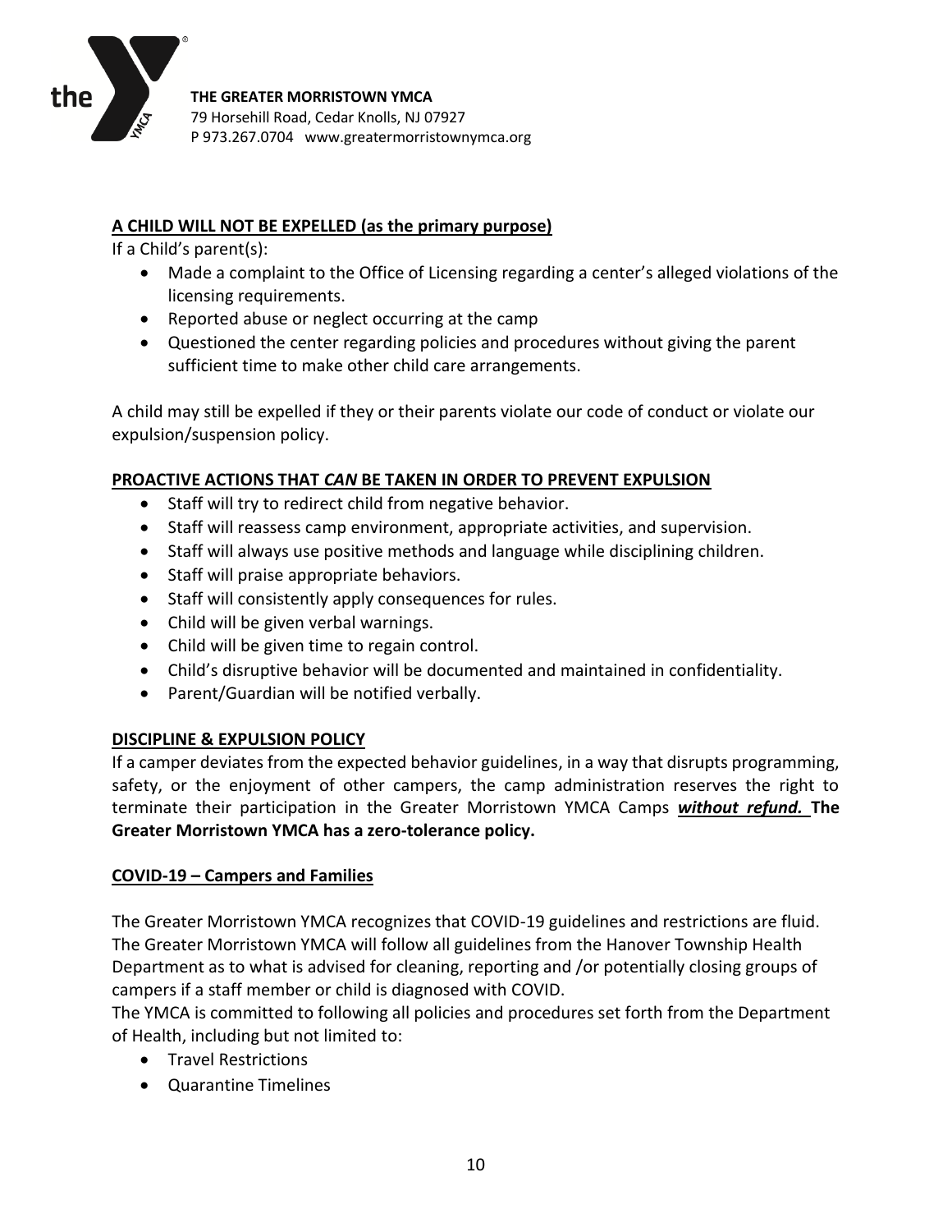## A CHILD WILL NOT BE EXPELLED (as the primary purpose)

If a Child's parent(s):

- Made a complaint to the Office of Licensing regarding a center's alleged violations of the licensing requirements.
- Reported abuse or neglect occurring at the camp
- Questioned the center regarding policies and procedures without giving the parent sufficient time to make other child care arrangements.

A child may still be expelled if they or their parents violate our code of conduct or violate our expulsion/suspension policy.

## PROACTIVE ACTIONS THAT *CAN* BE TAKEN IN ORDER TO PREVENT EXPULSION

- Staff will try to redirect child from negative behavior.
- Staff will reassess camp environment, appropriate activities, and supervision.
- Staff will always use positive methods and language while disciplining children.
- Staff will praise appropriate behaviors.
- Staff will consistently apply consequences for rules.
- Child will be given verbal warnings.
- Child will be given time to regain control.
- Child's disruptive behavior will be documented and maintained in confidentiality.
- Parent/Guardian will be notified verbally.

## DISCIPLINE & EXPULSION POLICY

If a camper deviates from the expected behavior guidelines, in a way that disrupts programming, safety, or the enjoyment of other campers, the camp administration reserves the right to terminate their participation in the Greater Morristown YMCA Camps ***without refund.*** **The Greater Morristown YMCA has a zero-tolerance policy.**

## COVID-19 – Campers and Families

The Greater Morristown YMCA recognizes that COVID-19 guidelines and restrictions are fluid. The Greater Morristown YMCA will follow all guidelines from the Hanover Township Health Department as to what is advised for cleaning, reporting and /or potentially closing groups of campers if a staff member or child is diagnosed with COVID.

The YMCA is committed to following all policies and procedures set forth from the Department of Health, including but not limited to:

- Travel Restrictions
- Quarantine Timelines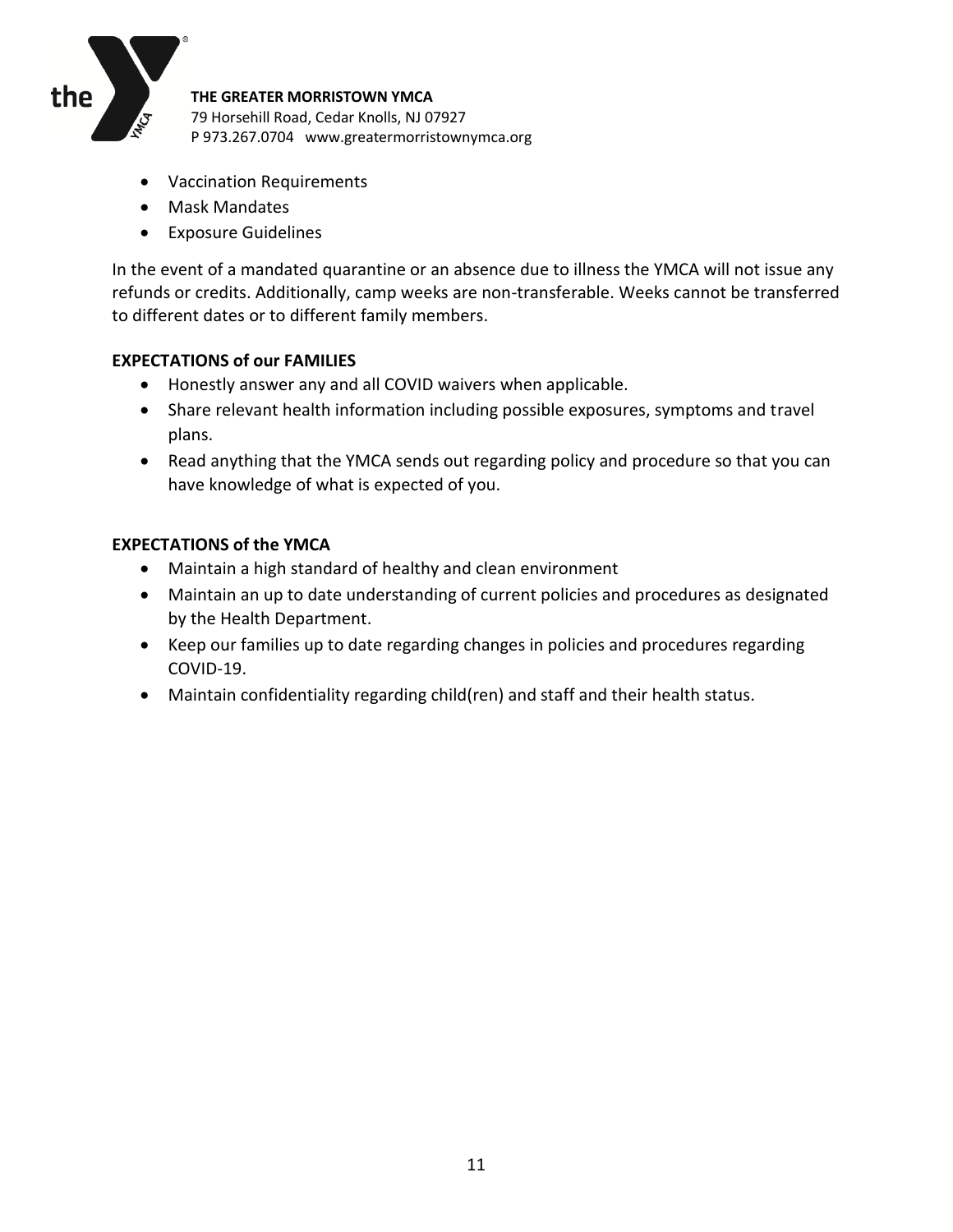- Vaccination Requirements
- Mask Mandates
- Exposure Guidelines

In the event of a mandated quarantine or an absence due to illness the YMCA will not issue any refunds or credits. Additionally, camp weeks are non-transferable. Weeks cannot be transferred to different dates or to different family members.

**EXPECTATIONS of our FAMILIES**

- Honestly answer any and all COVID waivers when applicable.
- Share relevant health information including possible exposures, symptoms and travel plans.
- Read anything that the YMCA sends out regarding policy and procedure so that you can have knowledge of what is expected of you.

**EXPECTATIONS of the YMCA**

- Maintain a high standard of healthy and clean environment
- Maintain an up to date understanding of current policies and procedures as designated by the Health Department.
- Keep our families up to date regarding changes in policies and procedures regarding COVID-19.
- Maintain confidentiality regarding child(ren) and staff and their health status.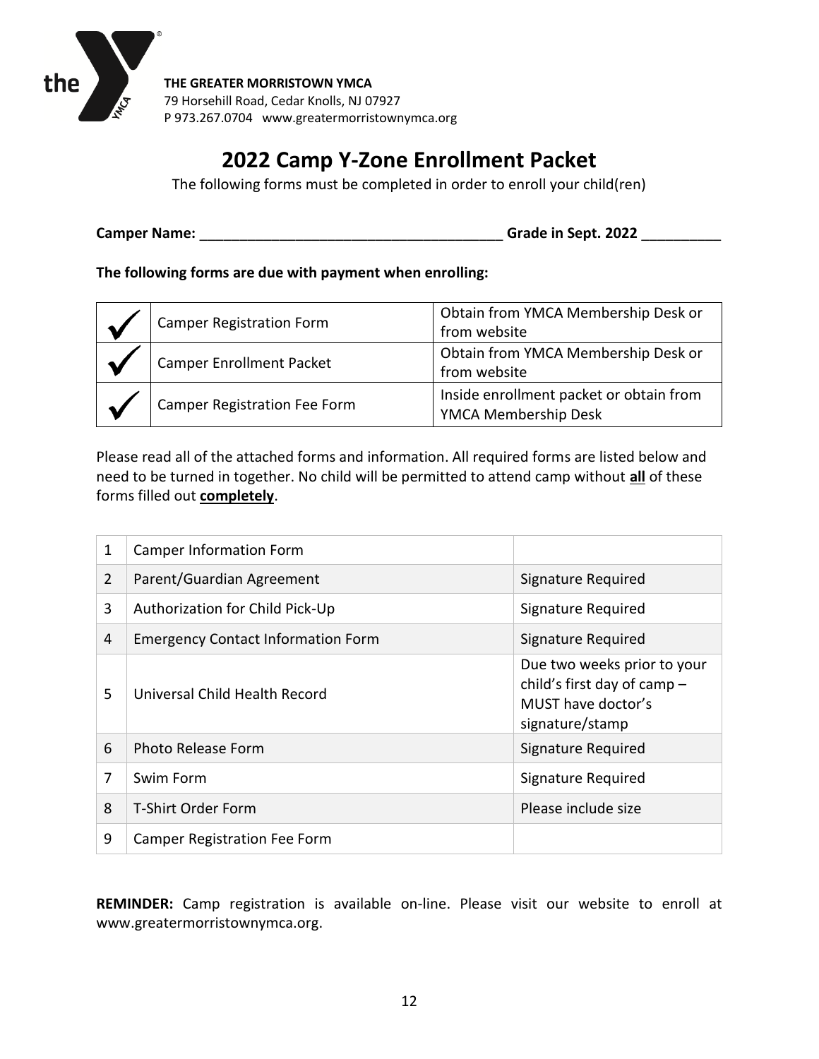**THE GREATER MORRISTOWN YMCA**
79 Horsehill Road, Cedar Knolls, NJ 07927
P 973.267.0704 www.greatermorristownymca.org

# 2022 Camp Y-Zone Enrollment Packet

The following forms must be completed in order to enroll your child(ren)

**Camper Name:** ______________________________________ **Grade in Sept. 2022** __________

**The following forms are due with payment when enrolling:**

| | | |
|---|---|---|
| ✓ | Camper Registration Form | Obtain from YMCA Membership Desk or from website |
| ✓ | Camper Enrollment Packet | Obtain from YMCA Membership Desk or from website |
| ✓ | Camper Registration Fee Form | Inside enrollment packet or obtain from YMCA Membership Desk |

Please read all of the attached forms and information. All required forms are listed below and need to be turned in together. No child will be permitted to attend camp without **all** of these forms filled out **completely**.

| | | |
|---|---|---|
| 1 | Camper Information Form | |
| 2 | Parent/Guardian Agreement | Signature Required |
| 3 | Authorization for Child Pick-Up | Signature Required |
| 4 | Emergency Contact Information Form | Signature Required |
| 5 | Universal Child Health Record | Due two weeks prior to your child's first day of camp – MUST have doctor's signature/stamp |
| 6 | Photo Release Form | Signature Required |
| 7 | Swim Form | Signature Required |
| 8 | T-Shirt Order Form | Please include size |
| 9 | Camper Registration Fee Form | |

**REMINDER:** Camp registration is available on-line. Please visit our website to enroll at www.greatermorristownymca.org.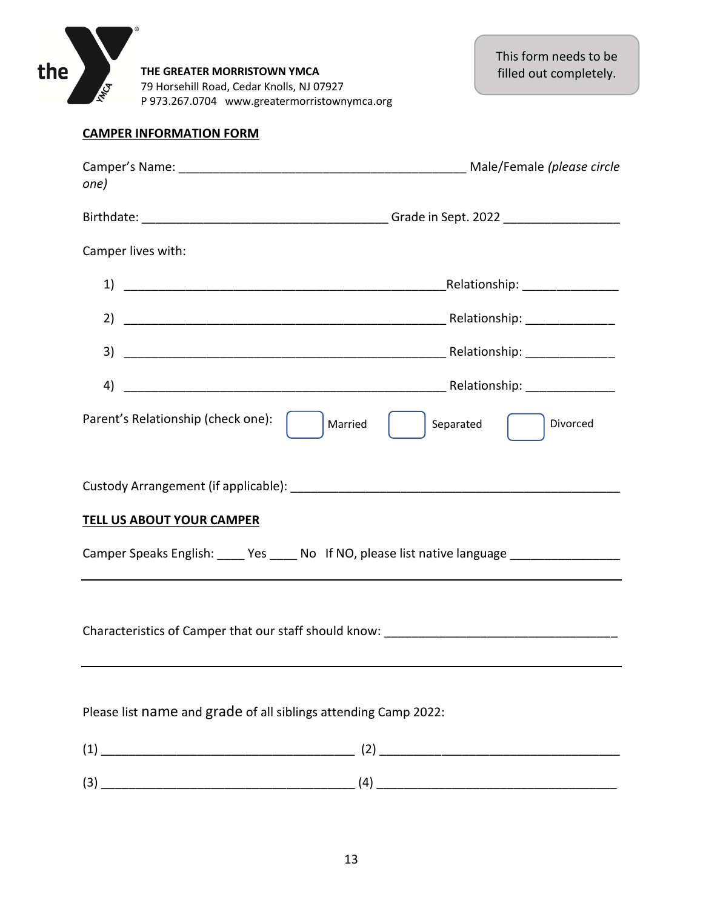**THE GREATER MORRISTOWN YMCA**
79 Horsehill Road, Cedar Knolls, NJ 07927
P 973.267.0704 www.greatermorristownymca.org

This form needs to be filled out completely.

**CAMPER INFORMATION FORM**

Camper's Name: __________________________________________ Male/Female *(please circle one)*

Birthdate: ____________________________________ Grade in Sept. 2022 _________________

Camper lives with:

1) ________________________________________________ Relationship: ______________

2) ________________________________________________ Relationship: _____________

3) ________________________________________________ Relationship: _____________

4) ________________________________________________ Relationship: _____________

Parent's Relationship (check one): ☐ Married ☐ Separated ☐ Divorced

Custody Arrangement (if applicable): _________________________________________________

**TELL US ABOUT YOUR CAMPER**

Camper Speaks English: ____ Yes ____ No If NO, please list native language ________________

_____________________________________________________________________________

Characteristics of Camper that our staff should know: __________________________________

_____________________________________________________________________________

Please list name and grade of all siblings attending Camp 2022:

(1) ______________________________________ (2) ___________________________________

(3) ______________________________________ (4) ___________________________________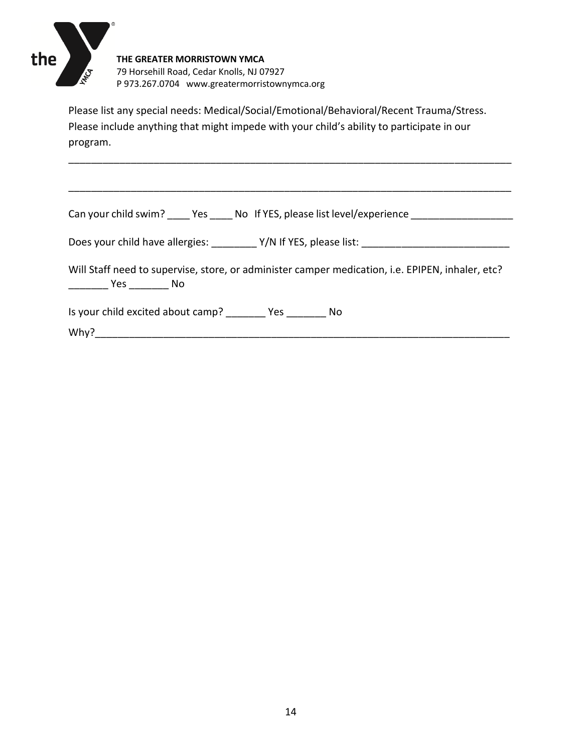**THE GREATER MORRISTOWN YMCA**
79 Horsehill Road, Cedar Knolls, NJ 07927
P 973.267.0704 www.greatermorristownymca.org

Please list any special needs: Medical/Social/Emotional/Behavioral/Recent Trauma/Stress. Please include anything that might impede with your child's ability to participate in our program.

_______________________________________________________________________________

_______________________________________________________________________________

Can your child swim? ____ Yes ____ No If YES, please list level/experience __________________

Does your child have allergies: ________ Y/N If YES, please list: __________________________

Will Staff need to supervise, store, or administer camper medication, i.e. EPIPEN, inhaler, etc? _______ Yes _______ No

Is your child excited about camp? _______ Yes _______ No

Why?___________________________________________________________________________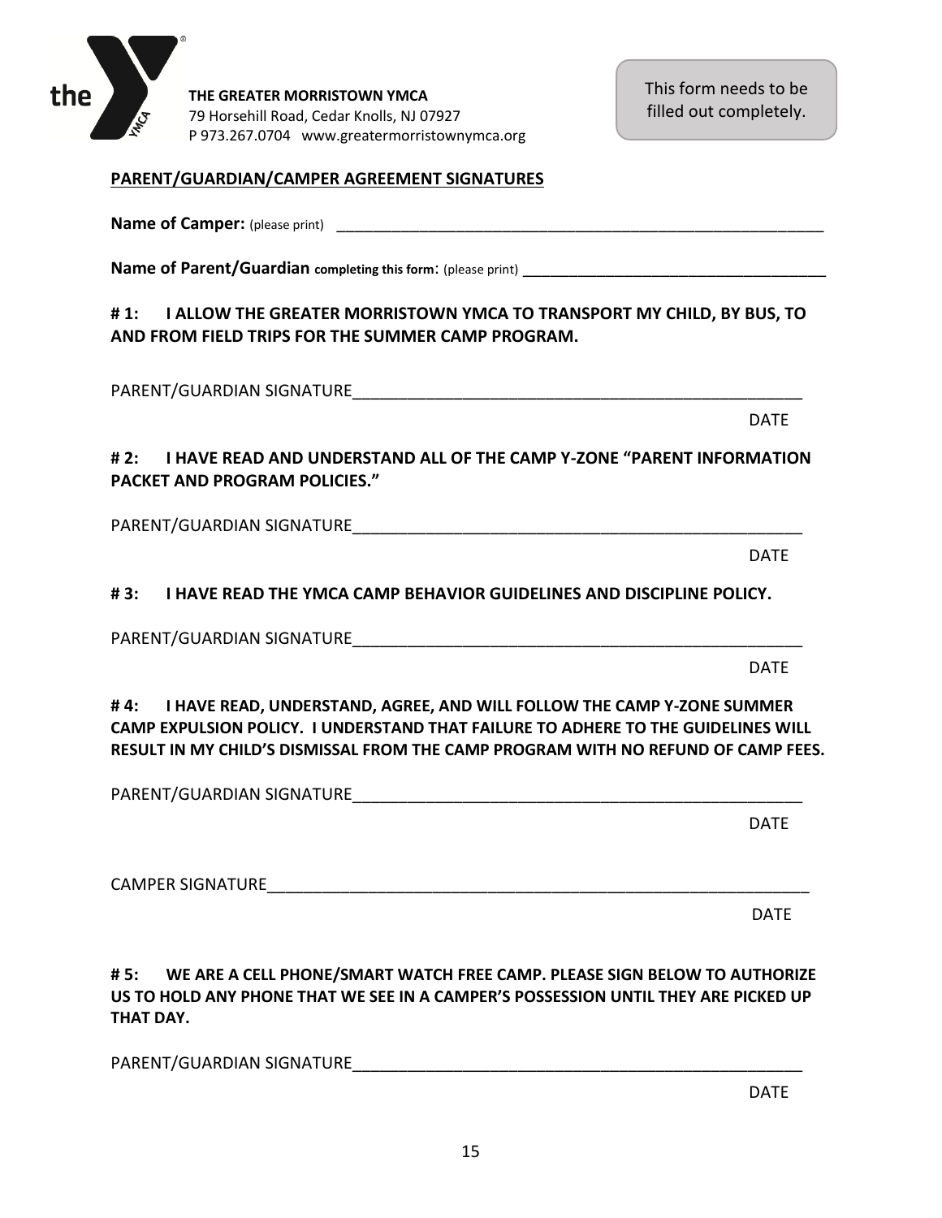**THE GREATER MORRISTOWN YMCA**
79 Horsehill Road, Cedar Knolls, NJ 07927
P 973.267.0704 www.greatermorristownymca.org

This form needs to be filled out completely.

**PARENT/GUARDIAN/CAMPER AGREEMENT SIGNATURES**

**Name of Camper:** (please print) ___________________________________________________________

**Name of Parent/Guardian completing this form**: (please print) ____________________________________

**# 1: I ALLOW THE GREATER MORRISTOWN YMCA TO TRANSPORT MY CHILD, BY BUS, TO AND FROM FIELD TRIPS FOR THE SUMMER CAMP PROGRAM.**

PARENT/GUARDIAN SIGNATURE____________________________________________________

DATE

**# 2: I HAVE READ AND UNDERSTAND ALL OF THE CAMP Y-ZONE "PARENT INFORMATION PACKET AND PROGRAM POLICIES."**

PARENT/GUARDIAN SIGNATURE____________________________________________________

DATE

**# 3: I HAVE READ THE YMCA CAMP BEHAVIOR GUIDELINES AND DISCIPLINE POLICY.**

PARENT/GUARDIAN SIGNATURE____________________________________________________

DATE

**# 4: I HAVE READ, UNDERSTAND, AGREE, AND WILL FOLLOW THE CAMP Y-ZONE SUMMER CAMP EXPULSION POLICY. I UNDERSTAND THAT FAILURE TO ADHERE TO THE GUIDELINES WILL RESULT IN MY CHILD'S DISMISSAL FROM THE CAMP PROGRAM WITH NO REFUND OF CAMP FEES.**

PARENT/GUARDIAN SIGNATURE____________________________________________________

DATE

CAMPER SIGNATURE______________________________________________________________

DATE

**# 5: WE ARE A CELL PHONE/SMART WATCH FREE CAMP. PLEASE SIGN BELOW TO AUTHORIZE US TO HOLD ANY PHONE THAT WE SEE IN A CAMPER'S POSSESSION UNTIL THEY ARE PICKED UP THAT DAY.**

PARENT/GUARDIAN SIGNATURE____________________________________________________

DATE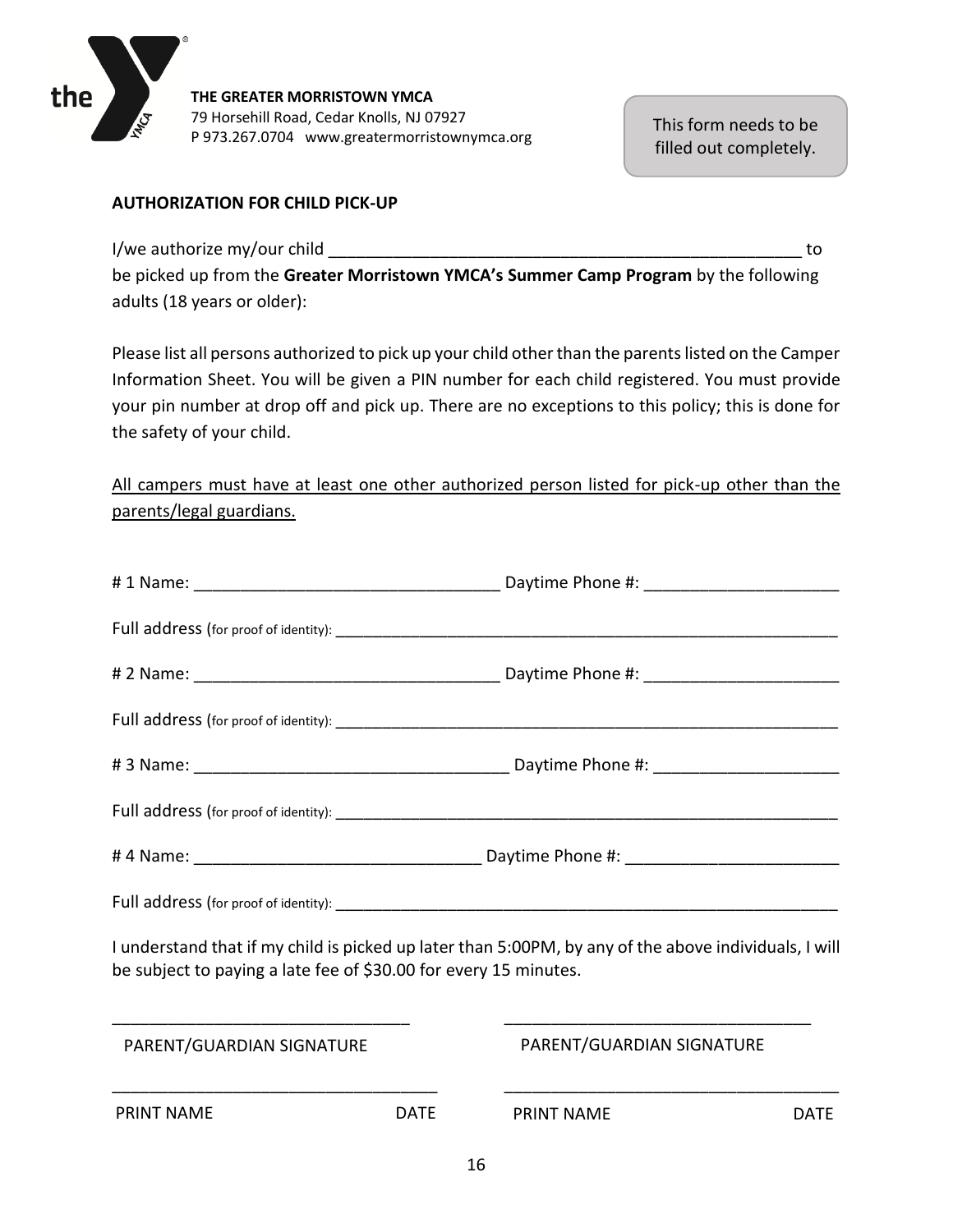**THE GREATER MORRISTOWN YMCA**
79 Horsehill Road, Cedar Knolls, NJ 07927
P 973.267.0704 www.greatermorristownymca.org

This form needs to be filled out completely.

**AUTHORIZATION FOR CHILD PICK-UP**

I/we authorize my/our child ____________________________________________________ to be picked up from the **Greater Morristown YMCA's Summer Camp Program** by the following adults (18 years or older):

Please list all persons authorized to pick up your child other than the parents listed on the Camper Information Sheet. You will be given a PIN number for each child registered. You must provide your pin number at drop off and pick up. There are no exceptions to this policy; this is done for the safety of your child.

<u>All campers must have at least one other authorized person listed for pick-up other than the parents/legal guardians.</u>

# 1 Name: _________________________________ Daytime Phone #: _____________________

Full address (for proof of identity): __________________________________________________________

# 2 Name: _________________________________ Daytime Phone #: _____________________

Full address (for proof of identity): __________________________________________________________

# 3 Name: _________________________________ Daytime Phone #: _____________________

Full address (for proof of identity): __________________________________________________________

# 4 Name: _______________________________ Daytime Phone #: _______________________

Full address (for proof of identity): __________________________________________________________

I understand that if my child is picked up later than 5:00PM, by any of the above individuals, I will be subject to paying a late fee of $30.00 for every 15 minutes.

_______________________________ _________________________________

PARENT/GUARDIAN SIGNATURE PARENT/GUARDIAN SIGNATURE

___________________________________ ____________________________________

PRINT NAME DATE PRINT NAME DATE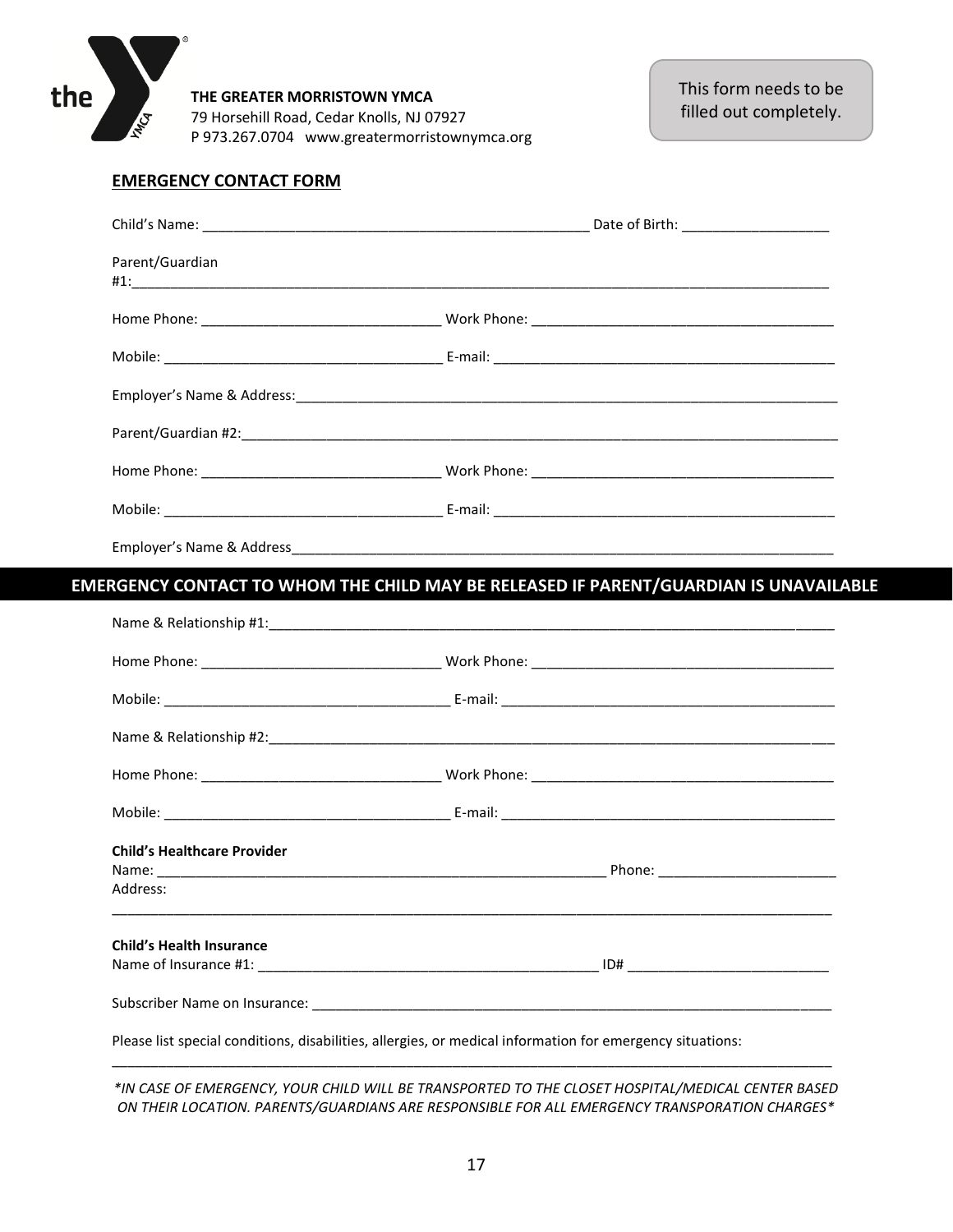**THE GREATER MORRISTOWN YMCA**
79 Horsehill Road, Cedar Knolls, NJ 07927
P 973.267.0704 www.greatermorristownymca.org

This form needs to be filled out completely.

## EMERGENCY CONTACT FORM

Child's Name: ___________________________________________________ Date of Birth: ___________________

Parent/Guardian #1:_______________________________________________________________________________

Home Phone: _______________________________ Work Phone: ________________________________________

Mobile: ____________________________________ E-mail: ____________________________________________

Employer's Name & Address:__________________________________________________________________

Parent/Guardian #2:_______________________________________________________________________________

Home Phone: _______________________________ Work Phone: ________________________________________

Mobile: ____________________________________ E-mail: ____________________________________________

Employer's Name & Address___________________________________________________________________

## EMERGENCY CONTACT TO WHOM THE CHILD MAY BE RELEASED IF PARENT/GUARDIAN IS UNAVAILABLE

Name & Relationship #1:____________________________________________________________________________

Home Phone: _______________________________ Work Phone: ________________________________________

Mobile: _____________________________________ E-mail: ____________________________________________

Name & Relationship #2:____________________________________________________________________________

Home Phone: _______________________________ Work Phone: ________________________________________

Mobile: _____________________________________ E-mail: ____________________________________________

**Child's Healthcare Provider**
Name: _____________________________________________________________ Phone: _______________________
Address:
__________________________________________________________________________________________________

**Child's Health Insurance**
Name of Insurance #1: _____________________________________________ ID# __________________________

Subscriber Name on Insurance: ____________________________________________________________________

Please list special conditions, disabilities, allergies, or medical information for emergency situations:
__________________________________________________________________________________________________

*\*IN CASE OF EMERGENCY, YOUR CHILD WILL BE TRANSPORTED TO THE CLOSET HOSPITAL/MEDICAL CENTER BASED ON THEIR LOCATION. PARENTS/GUARDIANS ARE RESPONSIBLE FOR ALL EMERGENCY TRANSPORATION CHARGES\**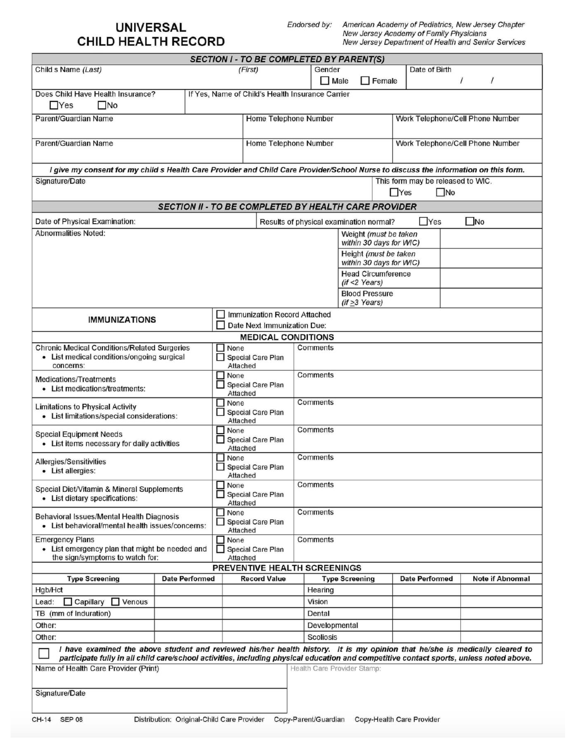# UNIVERSAL CHILD HEALTH RECORD

Endorsed by: *American Academy of Pediatrics, New Jersey Chapter*
*New Jersey Academy of Family Physicians*
*New Jersey Department of Health and Senior Services*

## *SECTION I - TO BE COMPLETED BY PARENT(S)*

| Child s Name *(Last)* | *(First)* | Gender ☐ Male ☐ Female | Date of Birth / / |
|---|---|---|---|

| Does Child Have Health Insurance? ☐Yes ☐No | If Yes, Name of Child's Health Insurance Carrier |
|---|---|

| Parent/Guardian Name | Home Telephone Number | Work Telephone/Cell Phone Number |
|---|---|---|
| Parent/Guardian Name | Home Telephone Number | Work Telephone/Cell Phone Number |

***I give my consent for my child s Health Care Provider and Child Care Provider/School Nurse to discuss the information on this form.***

| Signature/Date | This form may be released to WIC. ☐Yes ☐No |
|---|---|

## *SECTION II - TO BE COMPLETED BY HEALTH CARE PROVIDER*

| Date of Physical Examination: | Results of physical examination normal? ☐Yes ☐No |
|---|---|

| Abnormalities Noted: | | |
|---|---|---|
| | Weight *(must be taken within 30 days for WIC)* | |
| | Height *(must be taken within 30 days for WIC)* | |
| | Head Circumference *(if <2 Years)* | |
| | Blood Pressure *(if ≥3 Years)* | |

| **IMMUNIZATIONS** | ☐ Immunization Record Attached<br>☐ Date Next Immunization Due: |
|---|---|

### MEDICAL CONDITIONS

| | | |
|---|---|---|
| Chronic Medical Conditions/Related Surgeries<br>• List medical conditions/ongoing surgical concerns: | ☐ None<br>☐ Special Care Plan Attached | Comments |
| Medications/Treatments<br>• List medications/treatments: | ☐ None<br>☐ Special Care Plan Attached | Comments |
| Limitations to Physical Activity<br>• List limitations/special considerations: | ☐ None<br>☐ Special Care Plan Attached | Comments |
| Special Equipment Needs<br>• List items necessary for daily activities | ☐ None<br>☐ Special Care Plan Attached | Comments |
| Allergies/Sensitivities<br>• List allergies: | ☐ None<br>☐ Special Care Plan Attached | Comments |
| Special Diet/Vitamin & Mineral Supplements<br>• List dietary specifications: | ☐ None<br>☐ Special Care Plan Attached | Comments |
| Behavioral Issues/Mental Health Diagnosis<br>• List behavioral/mental health issues/concerns: | ☐ None<br>☐ Special Care Plan Attached | Comments |
| Emergency Plans<br>• List emergency plan that might be needed and the sign/symptoms to watch for: | ☐ None<br>☐ Special Care Plan Attached | Comments |

### PREVENTIVE HEALTH SCREENINGS

| Type Screening | Date Performed | Record Value | Type Screening | Date Performed | Note if Abnormal |
|---|---|---|---|---|---|
| Hgb/Hct | | | Hearing | | |
| Lead: ☐ Capillary ☐ Venous | | | Vision | | |
| TB (mm of Induration) | | | Dental | | |
| Other: | | | Developmental | | |
| Other: | | | Scoliosis | | |

☐ ***I have examined the above student and reviewed his/her health history. It is my opinion that he/she is medically cleared to participate fully in all child care/school activities, including physical education and competitive contact sports, unless noted above.***

| Name of Health Care Provider (Print) | Health Care Provider Stamp: |
|---|---|
| Signature/Date | |

CH-14 SEP 08 Distribution: Original-Child Care Provider Copy-Parent/Guardian Copy-Health Care Provider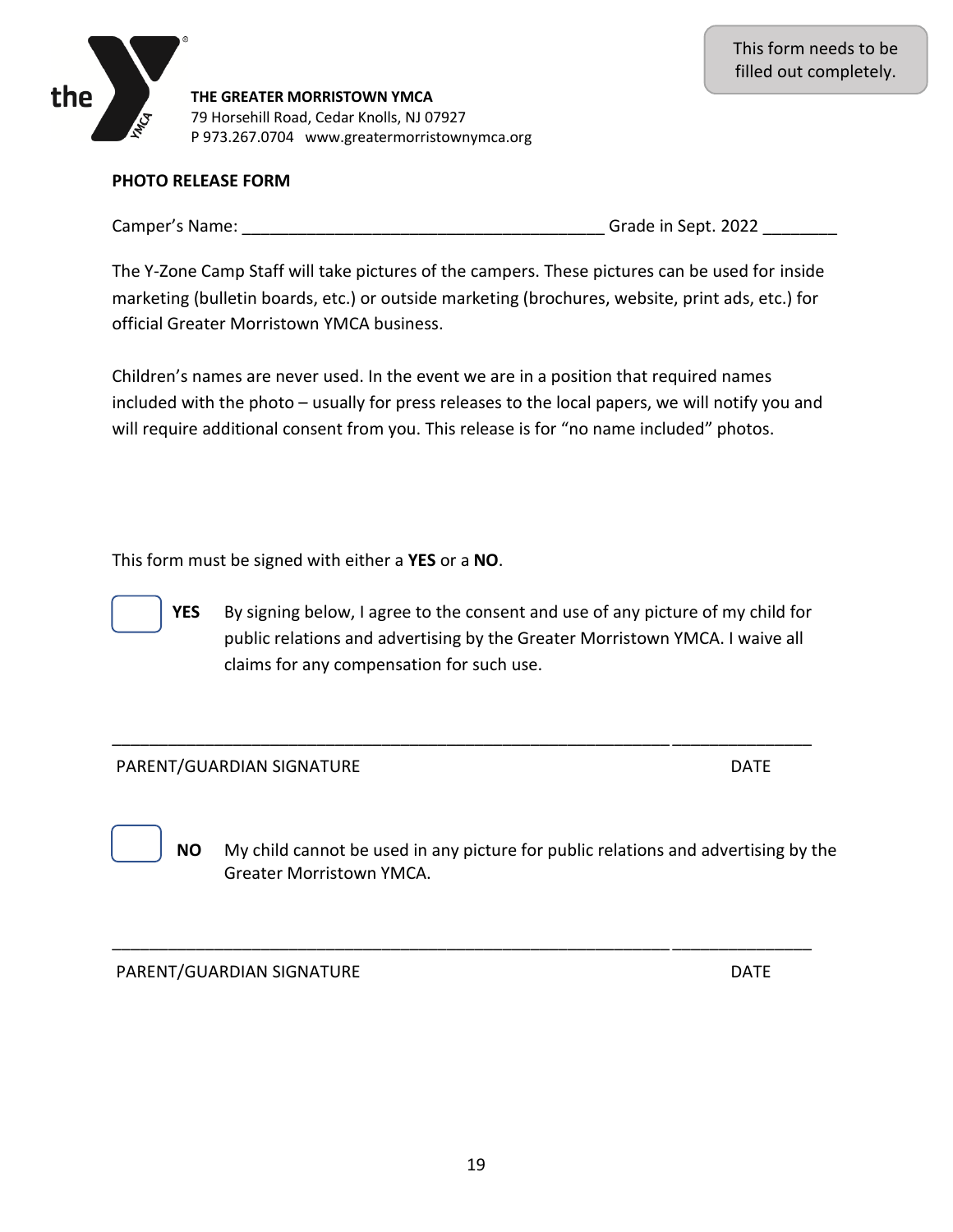This form needs to be filled out completely.

**THE GREATER MORRISTOWN YMCA**
79 Horsehill Road, Cedar Knolls, NJ 07927
P 973.267.0704   www.greatermorristownymca.org

**PHOTO RELEASE FORM**

Camper's Name: ______________________________________ Grade in Sept. 2022 ________

The Y-Zone Camp Staff will take pictures of the campers. These pictures can be used for inside marketing (bulletin boards, etc.) or outside marketing (brochures, website, print ads, etc.) for official Greater Morristown YMCA business.

Children's names are never used. In the event we are in a position that required names included with the photo – usually for press releases to the local papers, we will notify you and will require additional consent from you. This release is for "no name included" photos.

This form must be signed with either a **YES** or a **NO**.

☐ **YES** By signing below, I agree to the consent and use of any picture of my child for public relations and advertising by the Greater Morristown YMCA. I waive all claims for any compensation for such use.

____________________________________________________________ _______________

PARENT/GUARDIAN SIGNATURE DATE

☐ **NO** My child cannot be used in any picture for public relations and advertising by the Greater Morristown YMCA.

____________________________________________________________ _______________

PARENT/GUARDIAN SIGNATURE DATE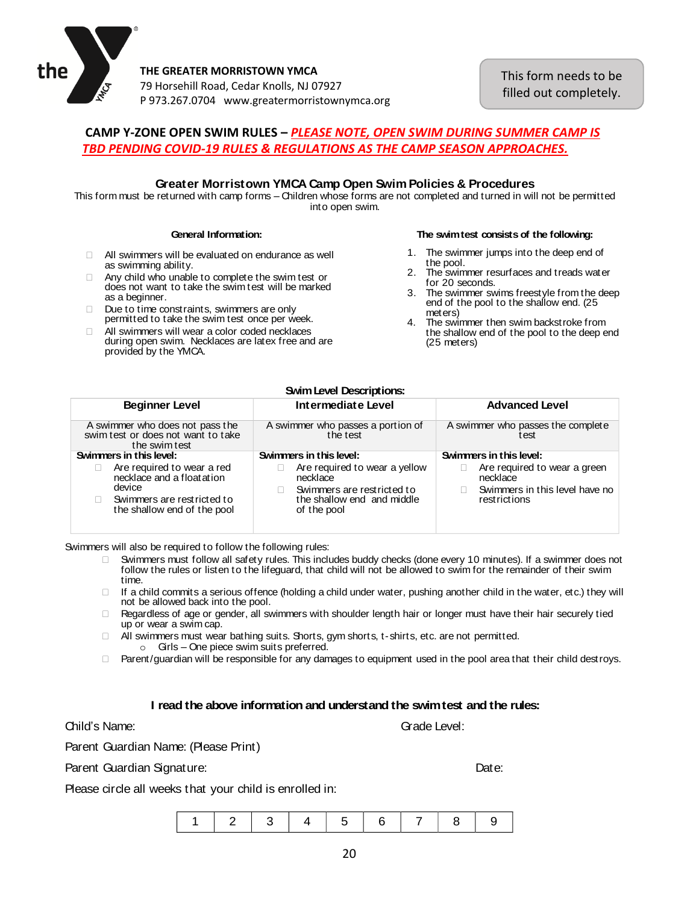**THE GREATER MORRISTOWN YMCA**
79 Horsehill Road, Cedar Knolls, NJ 07927
P 973.267.0704 www.greatermorristownymca.org

This form needs to be filled out completely.

## CAMP Y-ZONE OPEN SWIM RULES – *PLEASE NOTE, OPEN SWIM DURING SUMMER CAMP IS TBD PENDING COVID-19 RULES & REGULATIONS AS THE CAMP SEASON APPROACHES.*

### Greater Morristown YMCA Camp Open Swim Policies & Procedures

This form must be returned with camp forms – Children whose forms are not completed and turned in will not be permitted into open swim.

**General Information:**

- All swimmers will be evaluated on endurance as well as swimming ability.
- Any child who unable to complete the swim test or does not want to take the swim test will be marked as a beginner.
- Due to time constraints, swimmers are only permitted to take the swim test once per week.
- All swimmers will wear a color coded necklaces during open swim. Necklaces are latex free and are provided by the YMCA.

**The swim test consists of the following:**

1. The swimmer jumps into the deep end of the pool.
2. The swimmer resurfaces and treads water for 20 seconds.
3. The swimmer swims freestyle from the deep end of the pool to the shallow end. (25 meters)
4. The swimmer then swim backstroke from the shallow end of the pool to the deep end (25 meters)

**Swim Level Descriptions:**

| Beginner Level | Intermediate Level | Advanced Level |
|---|---|---|
| A swimmer who does not pass the swim test or does not want to take the swim test | A swimmer who passes a portion of the test | A swimmer who passes the complete test |
| **Swimmers in this level:** <br> - Are required to wear a red necklace and a floatation device <br> - Swimmers are restricted to the shallow end of the pool | **Swimmers in this level:** <br> - Are required to wear a yellow necklace <br> - Swimmers are restricted to the shallow end and middle of the pool | **Swimmers in this level:** <br> - Are required to wear a green necklace <br> - Swimmers in this level have no restrictions |

Swimmers will also be required to follow the following rules:

- Swimmers must follow all safety rules. This includes buddy checks (done every 10 minutes). If a swimmer does not follow the rules or listen to the lifeguard, that child will not be allowed to swim for the remainder of their swim time.
- If a child commits a serious offence (holding a child under water, pushing another child in the water, etc.) they will not be allowed back into the pool.
- Regardless of age or gender, all swimmers with shoulder length hair or longer must have their hair securely tied up or wear a swim cap.
- All swimmers must wear bathing suits. Shorts, gym shorts, t-shirts, etc. are not permitted.
  - Girls – One piece swim suits preferred.
- Parent/guardian will be responsible for any damages to equipment used in the pool area that their child destroys.

**I read the above information and understand the swim test and the rules:**

Child's Name: Grade Level:

Parent Guardian Name: (Please Print)

Parent Guardian Signature: Date:

Please circle all weeks that your child is enrolled in:

| 1 | 2 | 3 | 4 | 5 | 6 | 7 | 8 | 9 |
|---|---|---|---|---|---|---|---|---|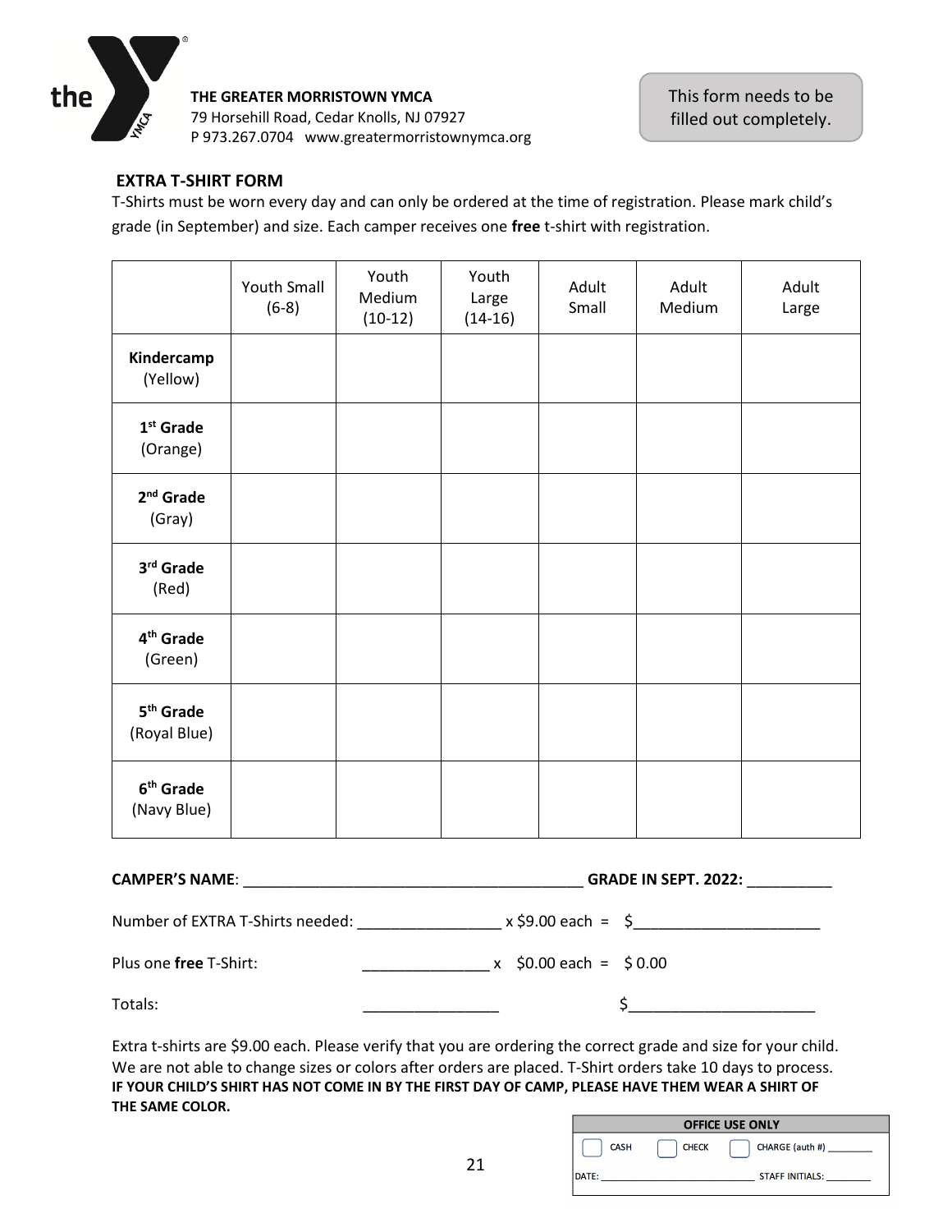**THE GREATER MORRISTOWN YMCA**
79 Horsehill Road, Cedar Knolls, NJ 07927
P 973.267.0704 www.greatermorristownymca.org

This form needs to be filled out completely.

## EXTRA T-SHIRT FORM

T-Shirts must be worn every day and can only be ordered at the time of registration. Please mark child's grade (in September) and size. Each camper receives one **free** t-shirt with registration.

| | Youth Small (6-8) | Youth Medium (10-12) | Youth Large (14-16) | Adult Small | Adult Medium | Adult Large |
|---|---|---|---|---|---|---|
| **Kindercamp** (Yellow) | | | | | | |
| **1st Grade** (Orange) | | | | | | |
| **2nd Grade** (Gray) | | | | | | |
| **3rd Grade** (Red) | | | | | | |
| **4th Grade** (Green) | | | | | | |
| **5th Grade** (Royal Blue) | | | | | | |
| **6th Grade** (Navy Blue) | | | | | | |

**CAMPER'S NAME**: ________________________________________ **GRADE IN SEPT. 2022:** __________

Number of EXTRA T-Shirts needed: ________________ x $9.00 each = $_____________________

Plus one **free** T-Shirt: ______________ x $0.00 each = $ 0.00

Totals: ________________ $_____________________

Extra t-shirts are $9.00 each. Please verify that you are ordering the correct grade and size for your child. We are not able to change sizes or colors after orders are placed. T-Shirt orders take 10 days to process.
**IF YOUR CHILD'S SHIRT HAS NOT COME IN BY THE FIRST DAY OF CAMP, PLEASE HAVE THEM WEAR A SHIRT OF THE SAME COLOR.**

| OFFICE USE ONLY | | |
|---|---|---|
| ☐ CASH | ☐ CHECK | ☐ CHARGE (auth #) ________ |
| DATE: __________________________ | | STAFF INITIALS: ________ |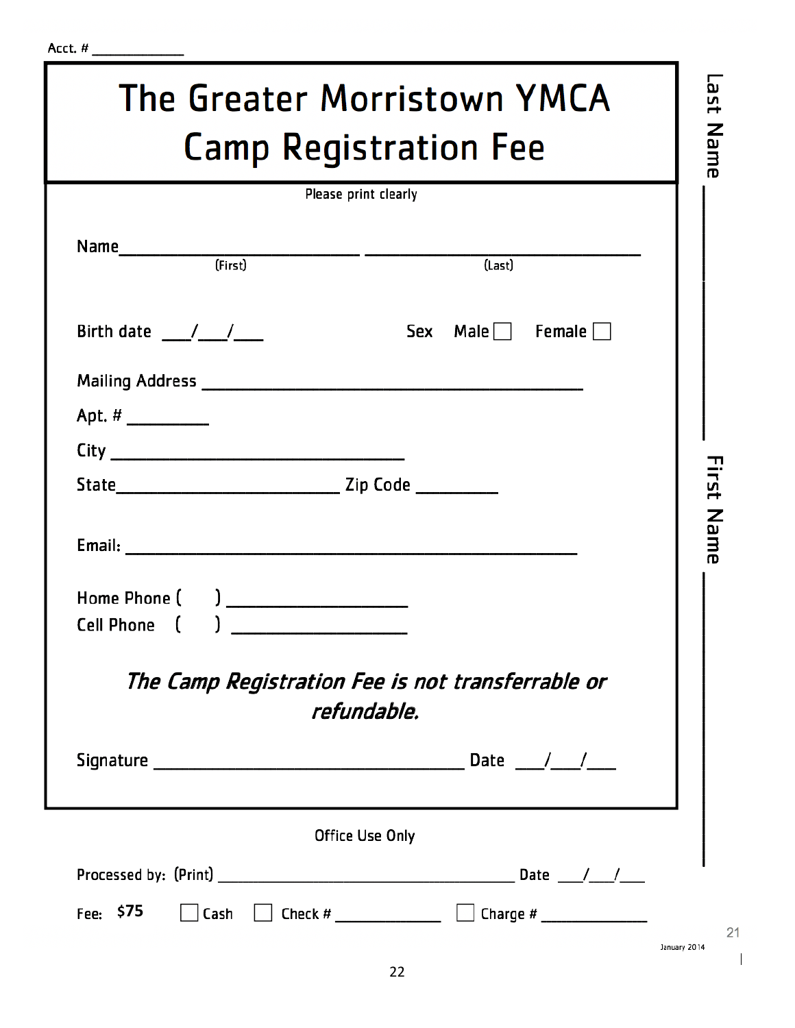Acct. # ____________

# The Greater Morristown YMCA
# Camp Registration Fee

Please print clearly

Name ____________________________ ____________________________
(First) (Last)

Birth date ___/___/___

Sex Male ☐ Female ☐

Mailing Address ____________________________________________

Apt. # _________

City ________________________________

State ________________________ Zip Code _________

Email: ____________________________________________

Home Phone ( ) ___________________

Cell Phone ( ) ___________________

***The Camp Registration Fee is not transferrable or refundable.***

Signature ______________________________ Date ___/___/___

Office Use Only

Processed by: (Print) ______________________________ Date ___/___/___

Fee: $75 ☐ Cash ☐ Check # __________ ☐ Charge # __________

Last Name ____________________

First Name ____________________

January 2014